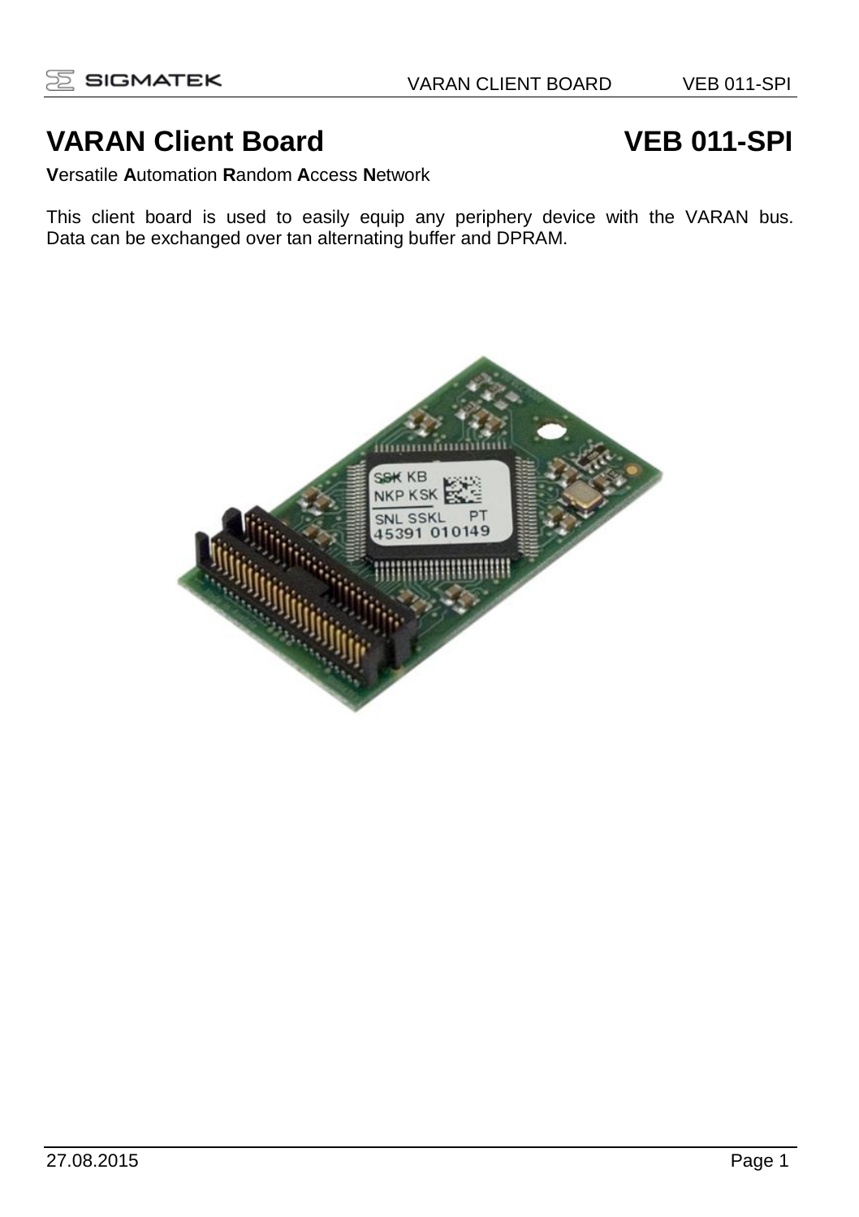# VARAN Client Board VEB 011-SPI

**V**ersatile **A**utomation **R**andom **A**ccess **N**etwork

This client board is used to easily equip any periphery device with the VARAN bus. Data can be exchanged over tan alternating buffer and DPRAM.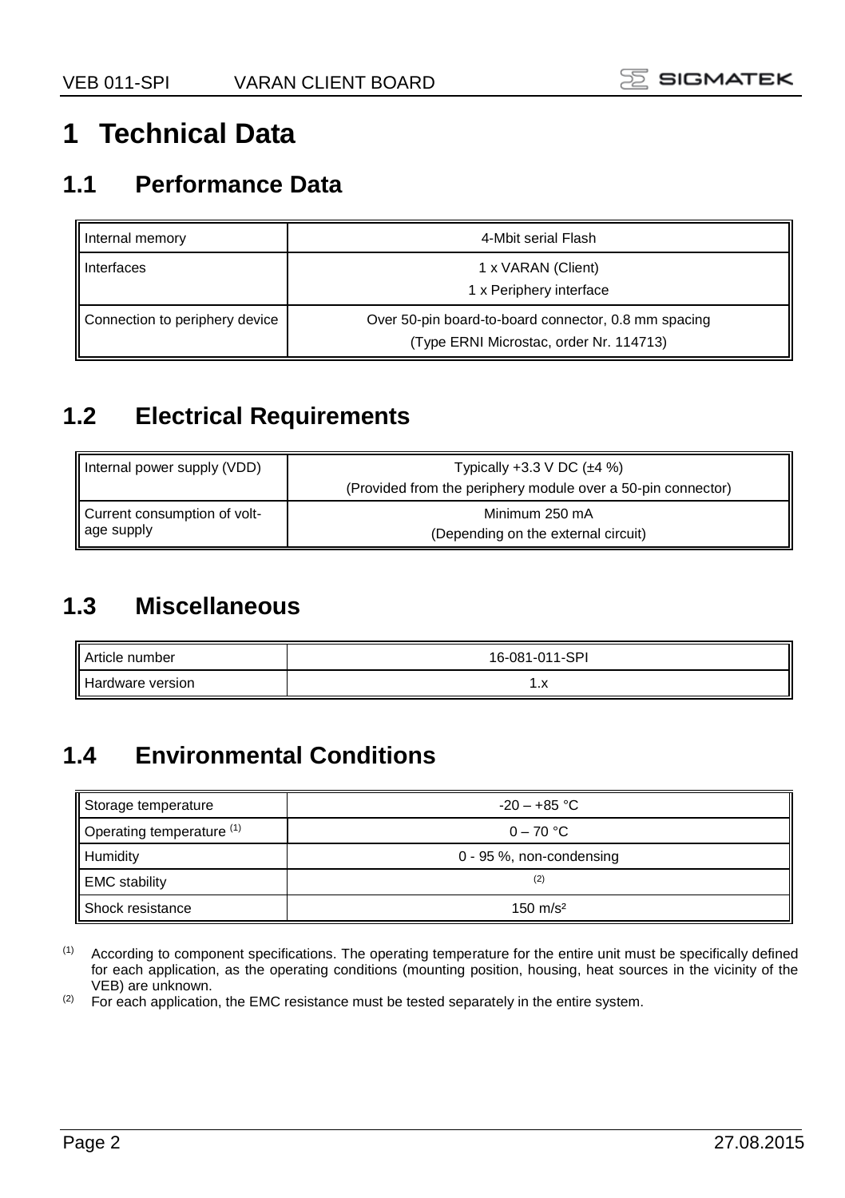# 1 Technical Data

## 1.1 Performance Data

| | |
|---|---|
| Internal memory | 4-Mbit serial Flash |
| Interfaces | 1 x VARAN (Client)<br>1 x Periphery interface |
| Connection to periphery device | Over 50-pin board-to-board connector, 0.8 mm spacing<br>(Type ERNI Microstac, order Nr. 114713) |

## 1.2 Electrical Requirements

| | |
|---|---|
| Internal power supply (VDD) | Typically +3.3 V DC (±4 %)<br>(Provided from the periphery module over a 50-pin connector) |
| Current consumption of voltage supply | Minimum 250 mA<br>(Depending on the external circuit) |

## 1.3 Miscellaneous

| | |
|---|---|
| Article number | 16-081-011-SPI |
| Hardware version | 1.x |

## 1.4 Environmental Conditions

| | |
|---|---|
| Storage temperature | -20 – +85 °C |
| Operating temperature [1] | 0 – 70 °C |
| Humidity | 0 - 95 %, non-condensing |
| EMC stability | [2] |
| Shock resistance | 150 m/s² |

[1] According to component specifications. The operating temperature for the entire unit must be specifically defined for each application, as the operating conditions (mounting position, housing, heat sources in the vicinity of the VEB) are unknown.

[2] For each application, the EMC resistance must be tested separately in the entire system.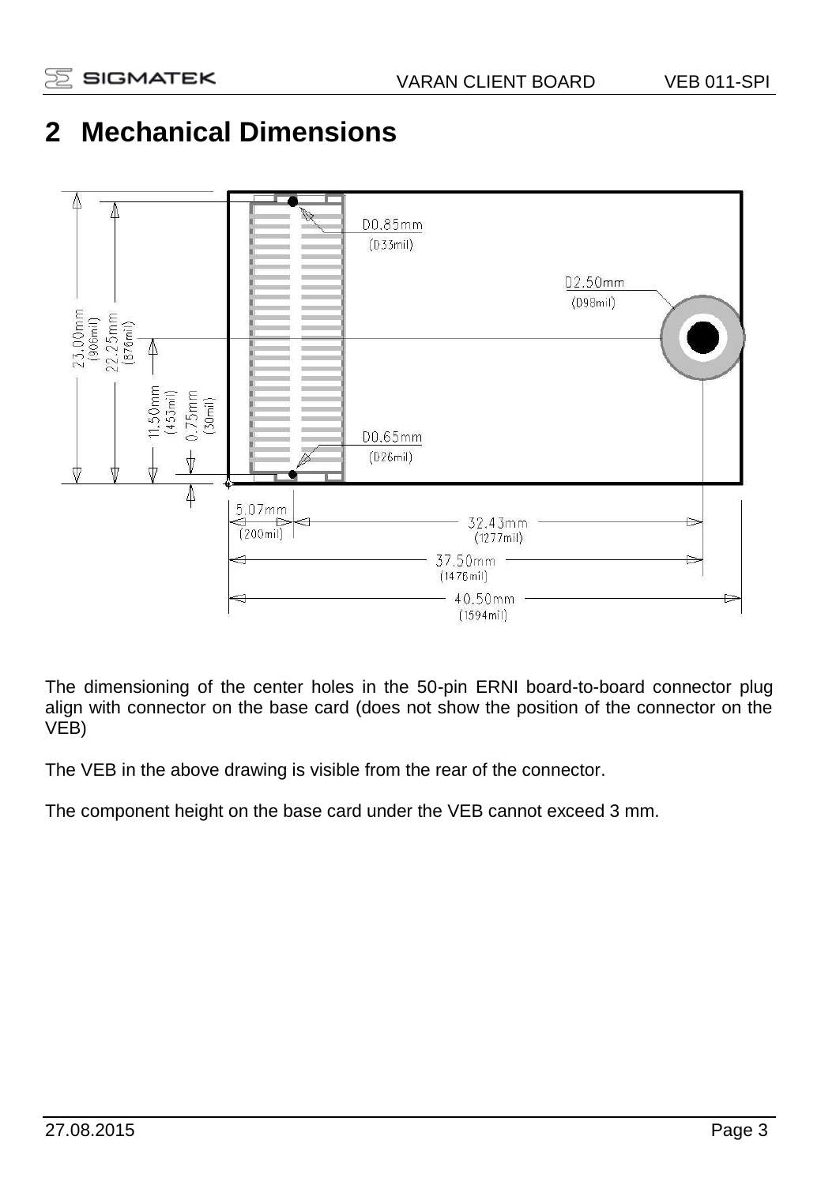# 2 Mechanical Dimensions

The dimensioning of the center holes in the 50-pin ERNI board-to-board connector plug align with connector on the base card (does not show the position of the connector on the VEB)

The VEB in the above drawing is visible from the rear of the connector.

The component height on the base card under the VEB cannot exceed 3 mm.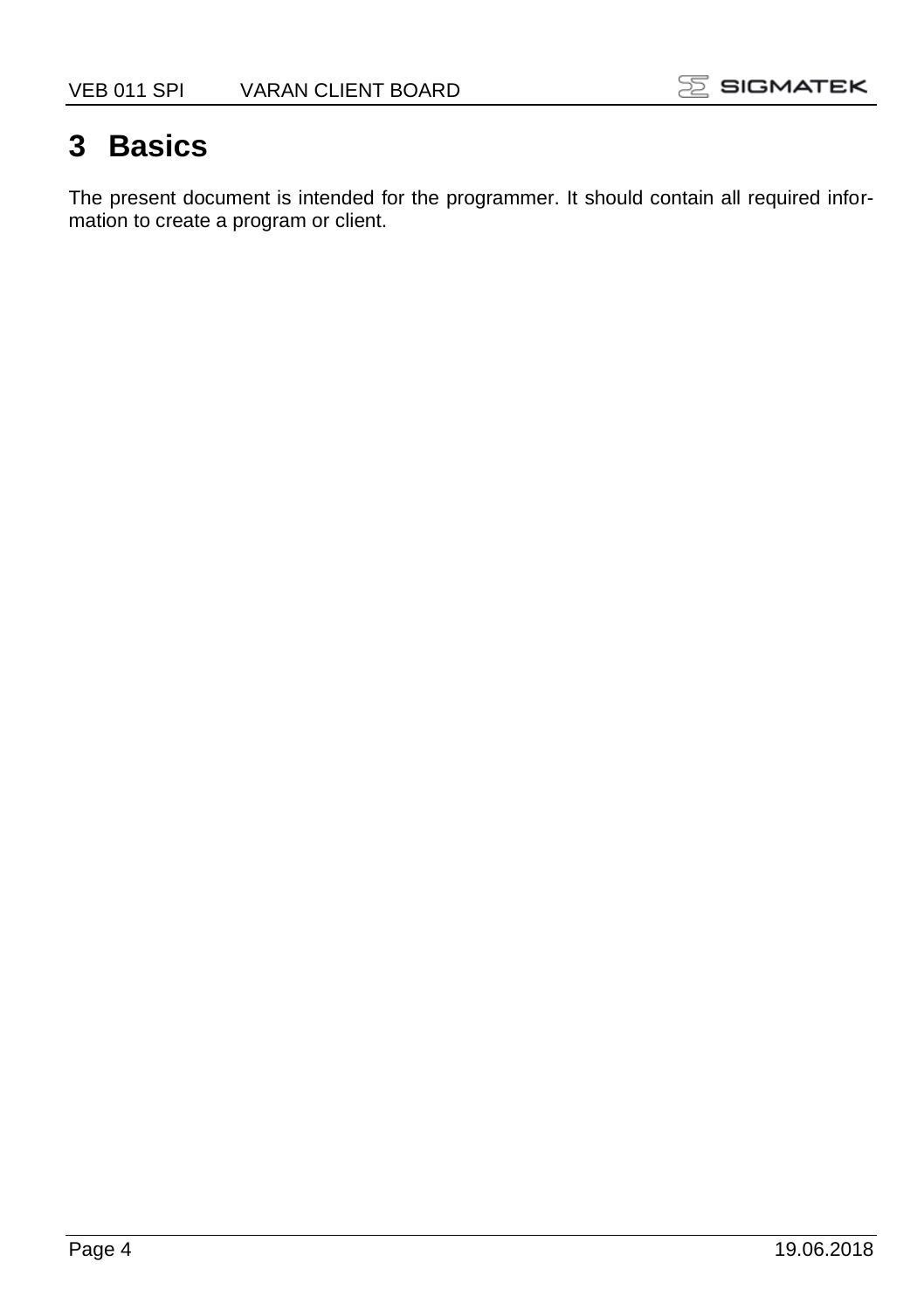# 3 Basics

The present document is intended for the programmer. It should contain all required information to create a program or client.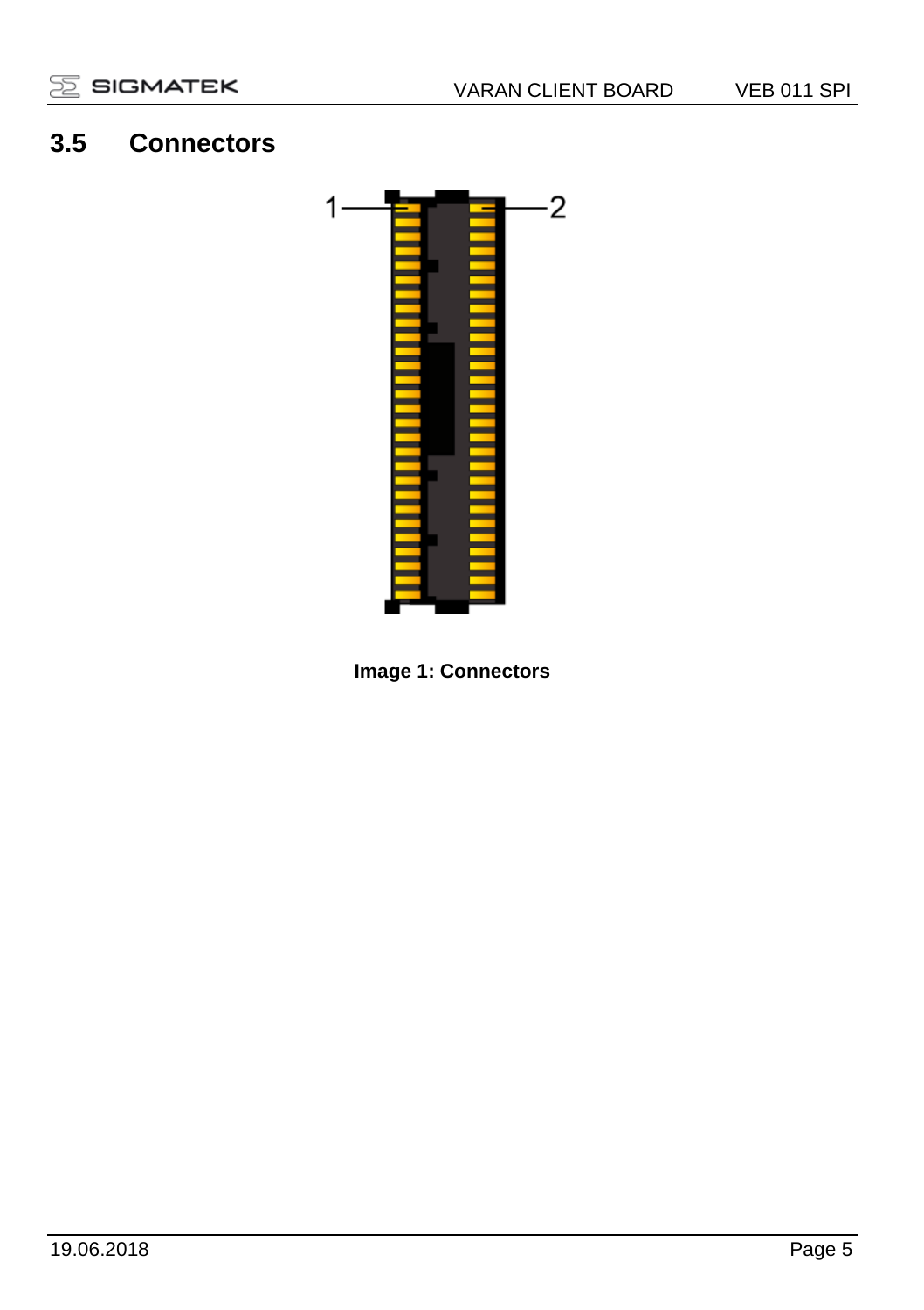## 3.5 Connectors

1

2

Image 1: Connectors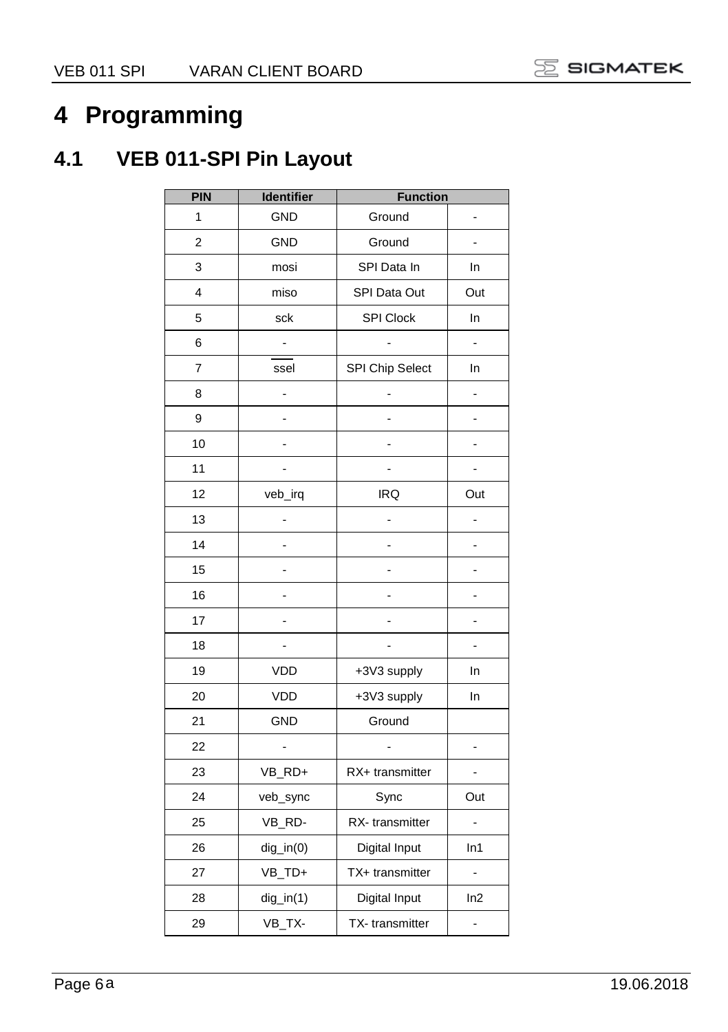# 4 Programming

## 4.1 VEB 011-SPI Pin Layout

| PIN | Identifier | Function | |
|---|---|---|---|
| 1 | GND | Ground | - |
| 2 | GND | Ground | - |
| 3 | mosi | SPI Data In | In |
| 4 | miso | SPI Data Out | Out |
| 5 | sck | SPI Clock | In |
| 6 | - | - | - |
| 7 | $\overline{\text{ssel}}$ | SPI Chip Select | In |
| 8 | - | - | - |
| 9 | - | - | - |
| 10 | - | - | - |
| 11 | - | - | - |
| 12 | veb_irq | IRQ | Out |
| 13 | - | - | - |
| 14 | - | - | - |
| 15 | - | - | - |
| 16 | - | - | - |
| 17 | - | - | - |
| 18 | - | - | - |
| 19 | VDD | +3V3 supply | In |
| 20 | VDD | +3V3 supply | In |
| 21 | GND | Ground | |
| 22 | - | - | - |
| 23 | VB_RD+ | RX+ transmitter | - |
| 24 | veb_sync | Sync | Out |
| 25 | VB_RD- | RX- transmitter | - |
| 26 | dig_in(0) | Digital Input | In1 |
| 27 | VB_TD+ | TX+ transmitter | - |
| 28 | dig_in(1) | Digital Input | In2 |
| 29 | VB_TX- | TX- transmitter | - |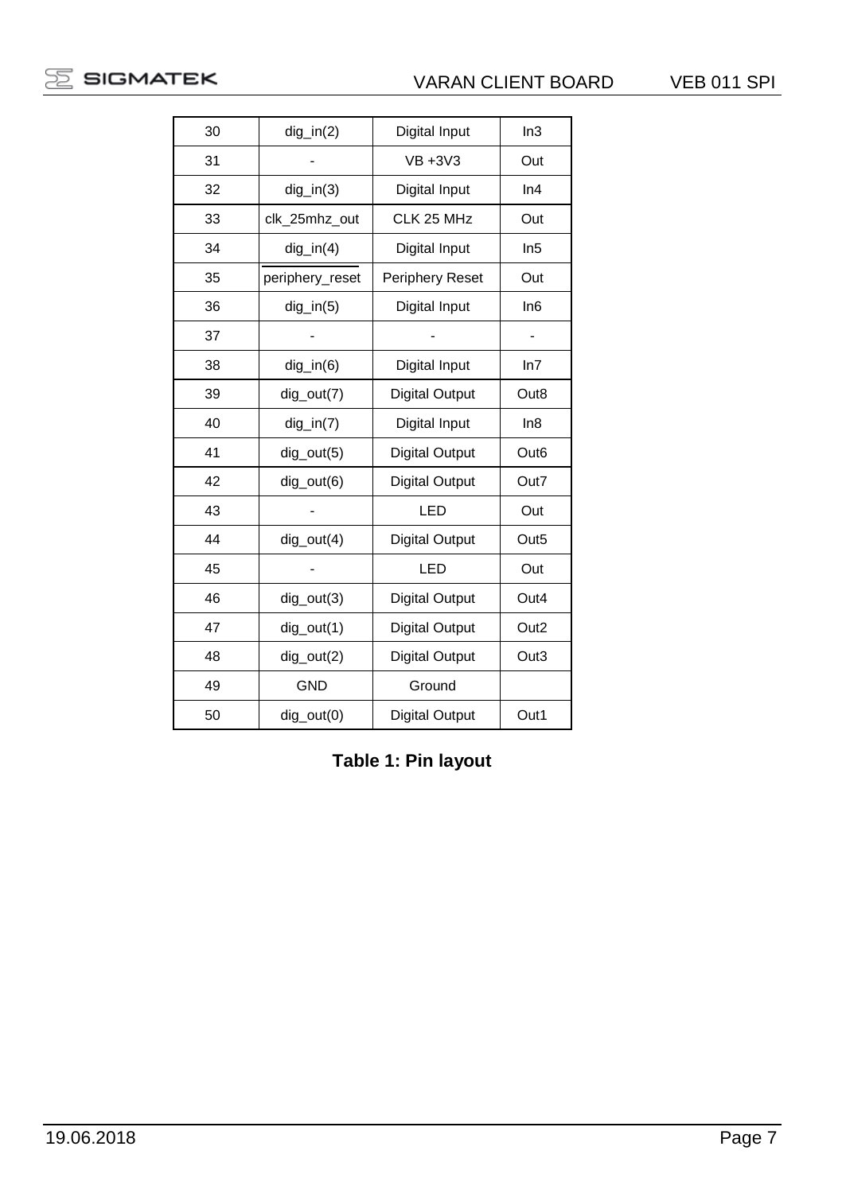| 30 | dig_in(2) | Digital Input | In3 |
|---|---|---|---|
| 31 | - | VB +3V3 | Out |
| 32 | dig_in(3) | Digital Input | In4 |
| 33 | clk_25mhz_out | CLK 25 MHz | Out |
| 34 | dig_in(4) | Digital Input | In5 |
| 35 | periphery_reset | Periphery Reset | Out |
| 36 | dig_in(5) | Digital Input | In6 |
| 37 | - | - | - |
| 38 | dig_in(6) | Digital Input | In7 |
| 39 | dig_out(7) | Digital Output | Out8 |
| 40 | dig_in(7) | Digital Input | In8 |
| 41 | dig_out(5) | Digital Output | Out6 |
| 42 | dig_out(6) | Digital Output | Out7 |
| 43 | - | LED | Out |
| 44 | dig_out(4) | Digital Output | Out5 |
| 45 | - | LED | Out |
| 46 | dig_out(3) | Digital Output | Out4 |
| 47 | dig_out(1) | Digital Output | Out2 |
| 48 | dig_out(2) | Digital Output | Out3 |
| 49 | GND | Ground | |
| 50 | dig_out(0) | Digital Output | Out1 |

**Table 1: Pin layout**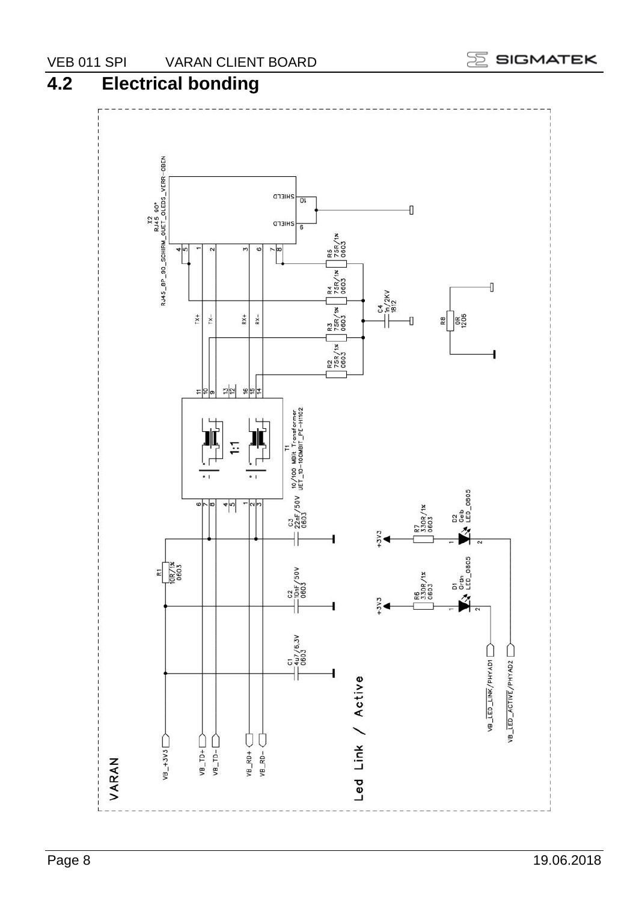## 4.2 Electrical bonding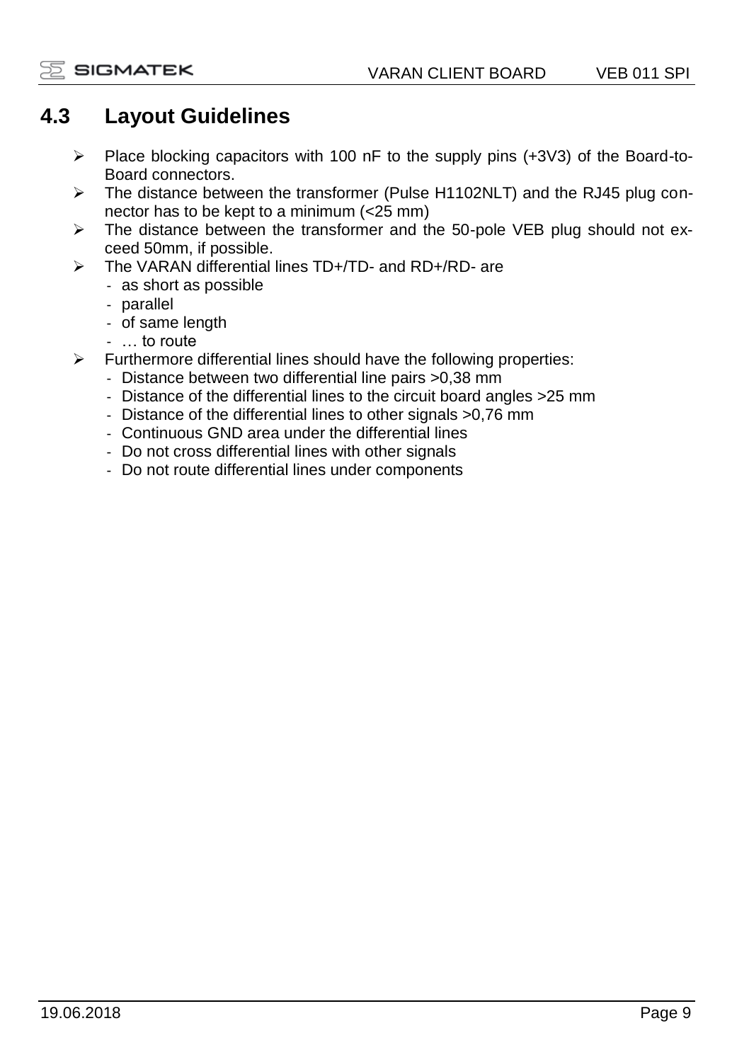## 4.3 Layout Guidelines

- Place blocking capacitors with 100 nF to the supply pins (+3V3) of the Board-to-Board connectors.
- The distance between the transformer (Pulse H1102NLT) and the RJ45 plug connector has to be kept to a minimum (<25 mm)
- The distance between the transformer and the 50-pole VEB plug should not exceed 50mm, if possible.
- The VARAN differential lines TD+/TD- and RD+/RD- are
  - as short as possible
  - parallel
  - of same length
  - … to route
- Furthermore differential lines should have the following properties:
  - Distance between two differential line pairs >0,38 mm
  - Distance of the differential lines to the circuit board angles >25 mm
  - Distance of the differential lines to other signals >0,76 mm
  - Continuous GND area under the differential lines
  - Do not cross differential lines with other signals
  - Do not route differential lines under components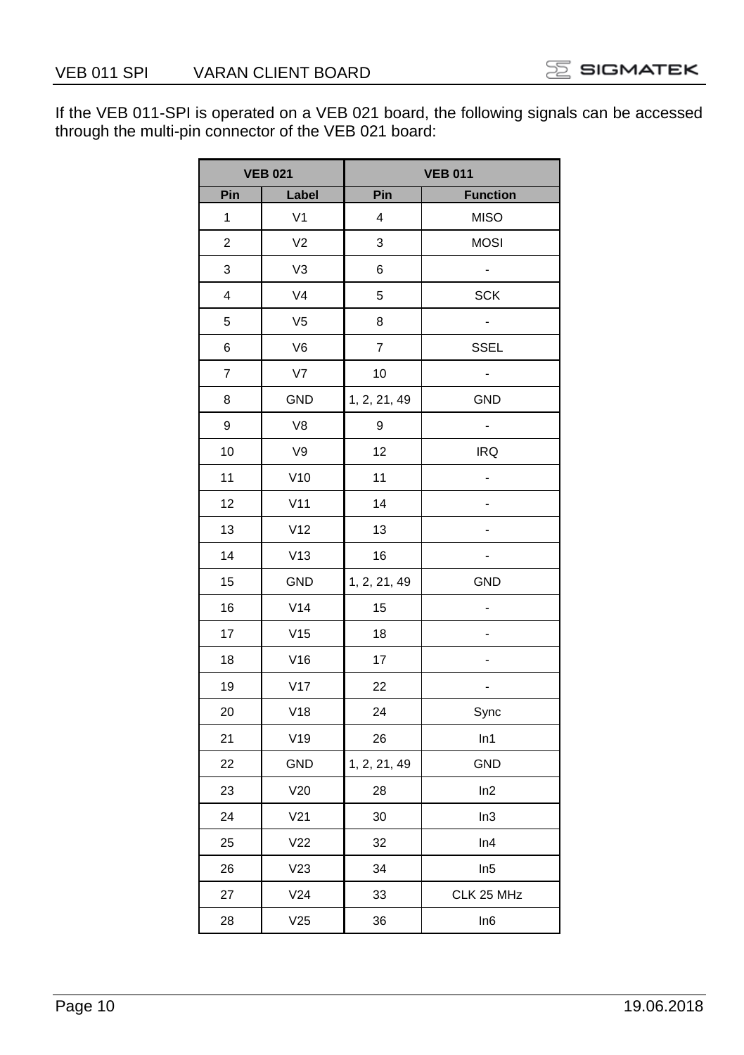If the VEB 011-SPI is operated on a VEB 021 board, the following signals can be accessed through the multi-pin connector of the VEB 021 board:

| VEB 021 | | VEB 011 | |
|---|---|---|---|
| **Pin** | **Label** | **Pin** | **Function** |
| 1 | V1 | 4 | MISO |
| 2 | V2 | 3 | MOSI |
| 3 | V3 | 6 | - |
| 4 | V4 | 5 | SCK |
| 5 | V5 | 8 | - |
| 6 | V6 | 7 | SSEL |
| 7 | V7 | 10 | - |
| 8 | GND | 1, 2, 21, 49 | GND |
| 9 | V8 | 9 | - |
| 10 | V9 | 12 | IRQ |
| 11 | V10 | 11 | - |
| 12 | V11 | 14 | - |
| 13 | V12 | 13 | - |
| 14 | V13 | 16 | - |
| 15 | GND | 1, 2, 21, 49 | GND |
| 16 | V14 | 15 | - |
| 17 | V15 | 18 | - |
| 18 | V16 | 17 | - |
| 19 | V17 | 22 | - |
| 20 | V18 | 24 | Sync |
| 21 | V19 | 26 | In1 |
| 22 | GND | 1, 2, 21, 49 | GND |
| 23 | V20 | 28 | In2 |
| 24 | V21 | 30 | In3 |
| 25 | V22 | 32 | In4 |
| 26 | V23 | 34 | In5 |
| 27 | V24 | 33 | CLK 25 MHz |
| 28 | V25 | 36 | In6 |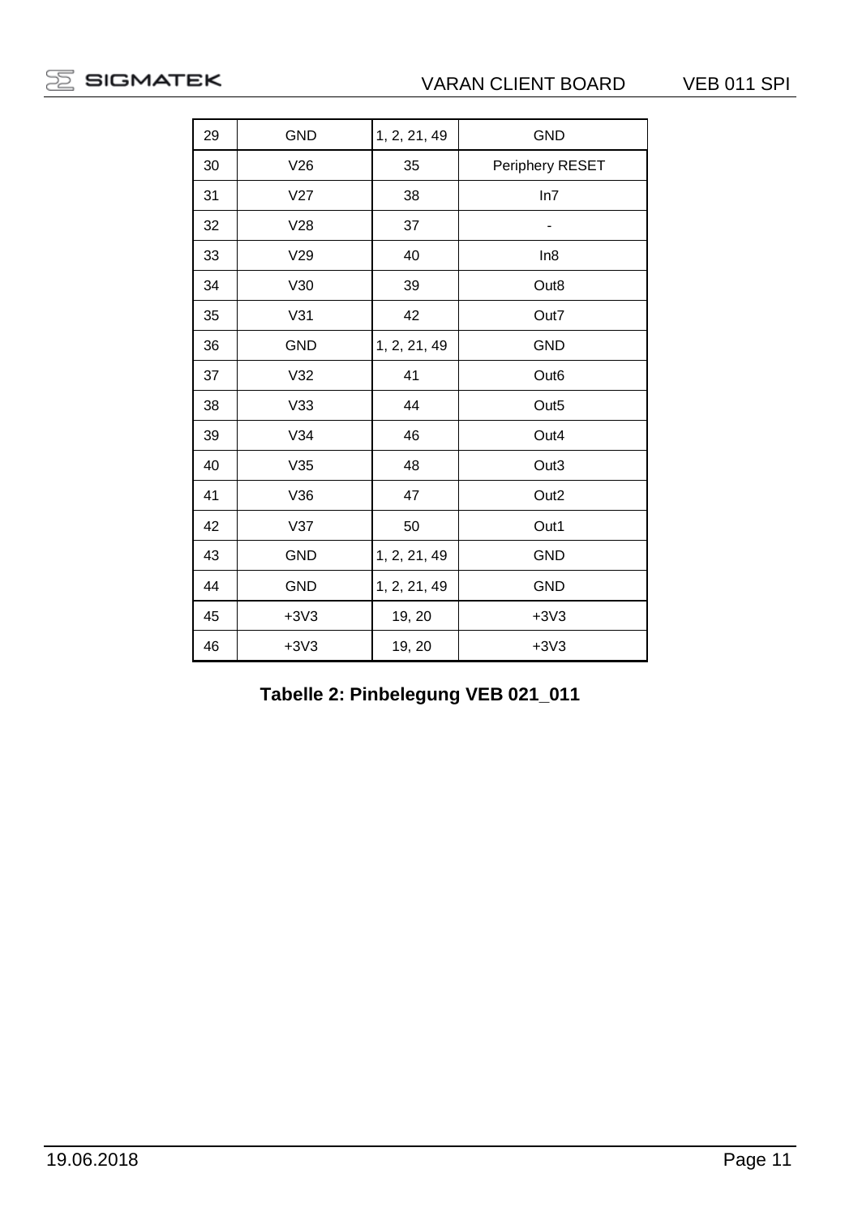| 29 | GND | 1, 2, 21, 49 | GND |
|---|---|---|---|
| 30 | V26 | 35 | Periphery RESET |
| 31 | V27 | 38 | In7 |
| 32 | V28 | 37 | - |
| 33 | V29 | 40 | In8 |
| 34 | V30 | 39 | Out8 |
| 35 | V31 | 42 | Out7 |
| 36 | GND | 1, 2, 21, 49 | GND |
| 37 | V32 | 41 | Out6 |
| 38 | V33 | 44 | Out5 |
| 39 | V34 | 46 | Out4 |
| 40 | V35 | 48 | Out3 |
| 41 | V36 | 47 | Out2 |
| 42 | V37 | 50 | Out1 |
| 43 | GND | 1, 2, 21, 49 | GND |
| 44 | GND | 1, 2, 21, 49 | GND |
| 45 | +3V3 | 19, 20 | +3V3 |
| 46 | +3V3 | 19, 20 | +3V3 |

**Tabelle 2: Pinbelegung VEB 021_011**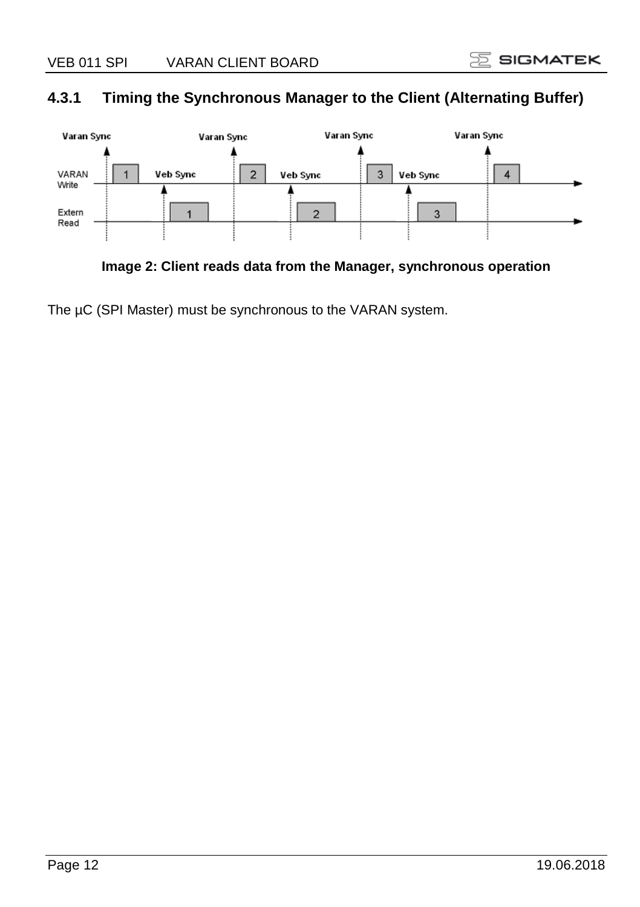### 4.3.1 Timing the Synchronous Manager to the Client (Alternating Buffer)

**Image 2: Client reads data from the Manager, synchronous operation**

The µC (SPI Master) must be synchronous to the VARAN system.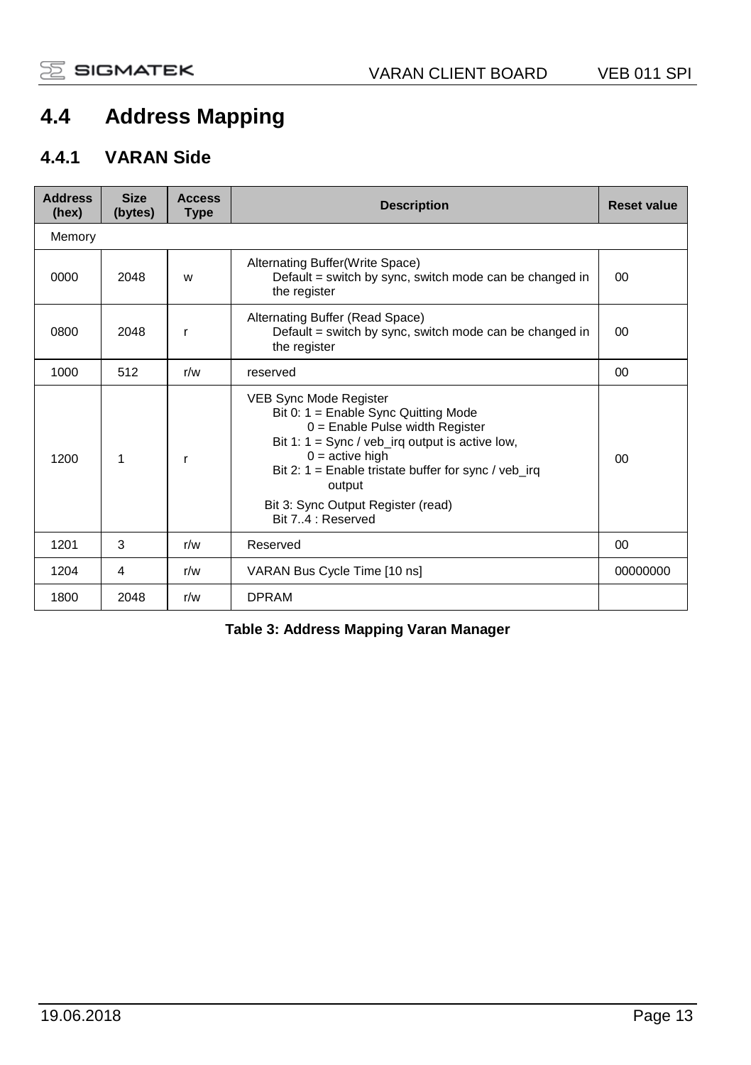# 4.4 Address Mapping

## 4.4.1 VARAN Side

| Address (hex) | Size (bytes) | Access Type | Description | Reset value |
|---|---|---|---|---|
| Memory | | | | |
| 0000 | 2048 | w | Alternating Buffer(Write Space)<br>Default = switch by sync, switch mode can be changed in the register | 00 |
| 0800 | 2048 | r | Alternating Buffer (Read Space)<br>Default = switch by sync, switch mode can be changed in the register | 00 |
| 1000 | 512 | r/w | reserved | 00 |
| 1200 | 1 | r | VEB Sync Mode Register<br>Bit 0: 1 = Enable Sync Quitting Mode<br>0 = Enable Pulse width Register<br>Bit 1: 1 = Sync / veb_irq output is active low,<br>0 = active high<br>Bit 2: 1 = Enable tristate buffer for sync / veb_irq output<br>Bit 3: Sync Output Register (read)<br>Bit 7..4 : Reserved | 00 |
| 1201 | 3 | r/w | Reserved | 00 |
| 1204 | 4 | r/w | VARAN Bus Cycle Time [10 ns] | 00000000 |
| 1800 | 2048 | r/w | DPRAM | |

**Table 3: Address Mapping Varan Manager**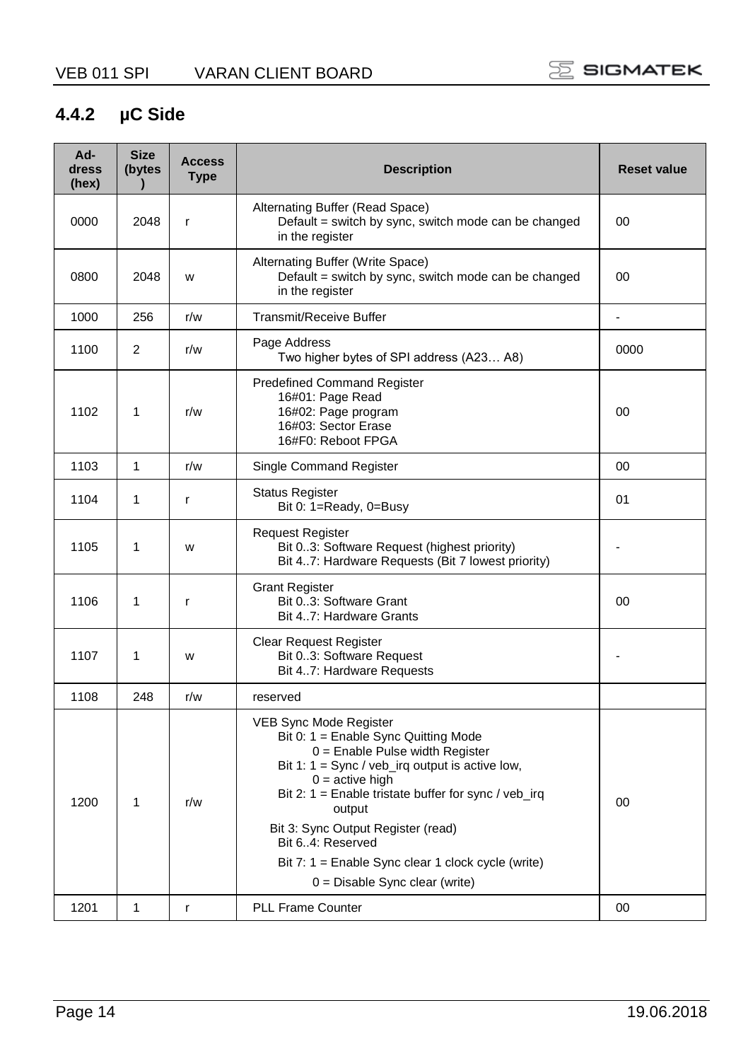## 4.4.2 µC Side

| Ad-dress (hex) | Size (bytes) | Access Type | Description | Reset value |
|---|---|---|---|---|
| 0000 | 2048 | r | Alternating Buffer (Read Space)<br>Default = switch by sync, switch mode can be changed in the register | 00 |
| 0800 | 2048 | w | Alternating Buffer (Write Space)<br>Default = switch by sync, switch mode can be changed in the register | 00 |
| 1000 | 256 | r/w | Transmit/Receive Buffer | - |
| 1100 | 2 | r/w | Page Address<br>Two higher bytes of SPI address (A23… A8) | 0000 |
| 1102 | 1 | r/w | Predefined Command Register<br>16#01: Page Read<br>16#02: Page program<br>16#03: Sector Erase<br>16#F0: Reboot FPGA | 00 |
| 1103 | 1 | r/w | Single Command Register | 00 |
| 1104 | 1 | r | Status Register<br>Bit 0: 1=Ready, 0=Busy | 01 |
| 1105 | 1 | w | Request Register<br>Bit 0..3: Software Request (highest priority)<br>Bit 4..7: Hardware Requests (Bit 7 lowest priority) | - |
| 1106 | 1 | r | Grant Register<br>Bit 0..3: Software Grant<br>Bit 4..7: Hardware Grants | 00 |
| 1107 | 1 | w | Clear Request Register<br>Bit 0..3: Software Request<br>Bit 4..7: Hardware Requests | - |
| 1108 | 248 | r/w | reserved | |
| 1200 | 1 | r/w | VEB Sync Mode Register<br>Bit 0: 1 = Enable Sync Quitting Mode<br>0 = Enable Pulse width Register<br>Bit 1: 1 = Sync / veb_irq output is active low,<br>0 = active high<br>Bit 2: 1 = Enable tristate buffer for sync / veb_irq output<br>Bit 3: Sync Output Register (read)<br>Bit 6..4: Reserved<br>Bit 7: 1 = Enable Sync clear 1 clock cycle (write)<br>0 = Disable Sync clear (write) | 00 |
| 1201 | 1 | r | PLL Frame Counter | 00 |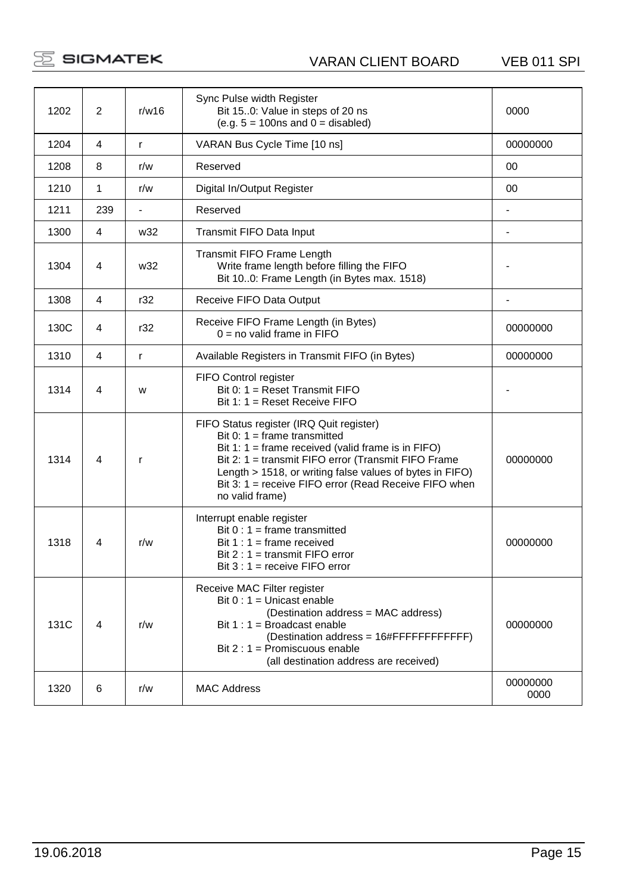| | | | | |
|---|---|---|---|---|
| 1202 | 2 | r/w16 | Sync Pulse width Register<br>Bit 15..0: Value in steps of 20 ns<br>(e.g. 5 = 100ns and 0 = disabled) | 0000 |
| 1204 | 4 | r | VARAN Bus Cycle Time [10 ns] | 00000000 |
| 1208 | 8 | r/w | Reserved | 00 |
| 1210 | 1 | r/w | Digital In/Output Register | 00 |
| 1211 | 239 | - | Reserved | - |
| 1300 | 4 | w32 | Transmit FIFO Data Input | - |
| 1304 | 4 | w32 | Transmit FIFO Frame Length<br>Write frame length before filling the FIFO<br>Bit 10..0: Frame Length (in Bytes max. 1518) | - |
| 1308 | 4 | r32 | Receive FIFO Data Output | - |
| 130C | 4 | r32 | Receive FIFO Frame Length (in Bytes)<br>0 = no valid frame in FIFO | 00000000 |
| 1310 | 4 | r | Available Registers in Transmit FIFO (in Bytes) | 00000000 |
| 1314 | 4 | w | FIFO Control register<br>Bit 0: 1 = Reset Transmit FIFO<br>Bit 1: 1 = Reset Receive FIFO | - |
| 1314 | 4 | r | FIFO Status register (IRQ Quit register)<br>Bit 0: 1 = frame transmitted<br>Bit 1: 1 = frame received (valid frame is in FIFO)<br>Bit 2: 1 = transmit FIFO error (Transmit FIFO Frame Length > 1518, or writing false values of bytes in FIFO)<br>Bit 3: 1 = receive FIFO error (Read Receive FIFO when no valid frame) | 00000000 |
| 1318 | 4 | r/w | Interrupt enable register<br>Bit 0 : 1 = frame transmitted<br>Bit 1 : 1 = frame received<br>Bit 2 : 1 = transmit FIFO error<br>Bit 3 : 1 = receive FIFO error | 00000000 |
| 131C | 4 | r/w | Receive MAC Filter register<br>Bit 0 : 1 = Unicast enable<br>(Destination address = MAC address)<br>Bit 1 : 1 = Broadcast enable<br>(Destination address = 16#FFFFFFFFFFFF)<br>Bit 2 : 1 = Promiscuous enable<br>(all destination address are received) | 00000000 |
| 1320 | 6 | r/w | MAC Address | 00000000 0000 |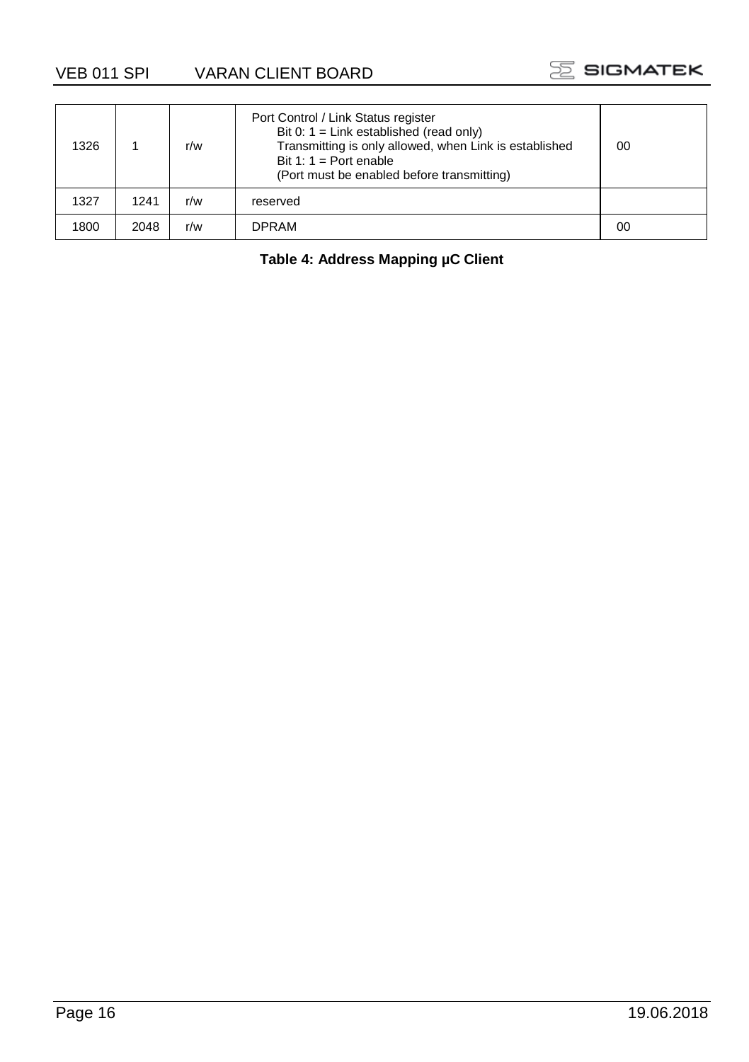| | | | | |
|---|---|---|---|---|
| 1326 | 1 | r/w | Port Control / Link Status register<br>Bit 0: 1 = Link established (read only)<br>Transmitting is only allowed, when Link is established<br>Bit 1: 1 = Port enable<br>(Port must be enabled before transmitting) | 00 |
| 1327 | 1241 | r/w | reserved | |
| 1800 | 2048 | r/w | DPRAM | 00 |

**Table 4: Address Mapping µC Client**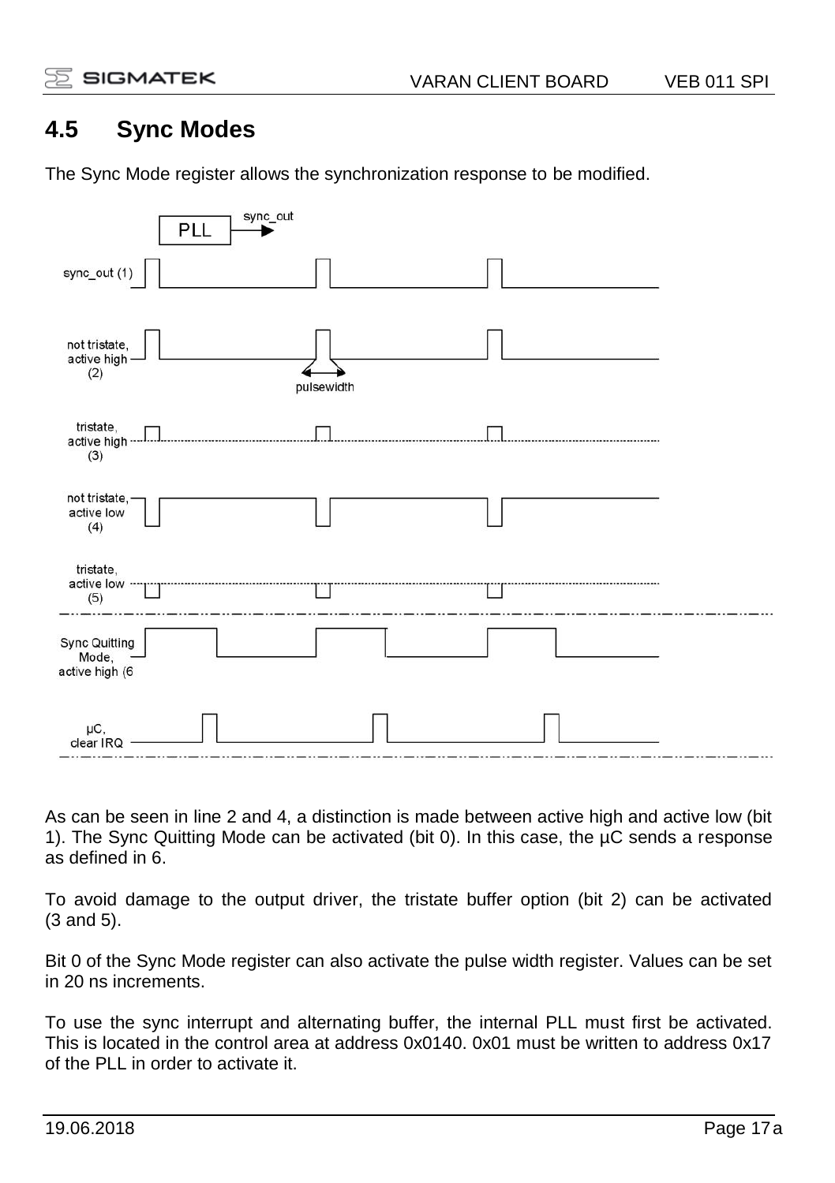## 4.5 Sync Modes

The Sync Mode register allows the synchronization response to be modified.

As can be seen in line 2 and 4, a distinction is made between active high and active low (bit 1). The Sync Quitting Mode can be activated (bit 0). In this case, the µC sends a response as defined in 6.

To avoid damage to the output driver, the tristate buffer option (bit 2) can be activated (3 and 5).

Bit 0 of the Sync Mode register can also activate the pulse width register. Values can be set in 20 ns increments.

To use the sync interrupt and alternating buffer, the internal PLL must first be activated. This is located in the control area at address 0x0140. 0x01 must be written to address 0x17 of the PLL in order to activate it.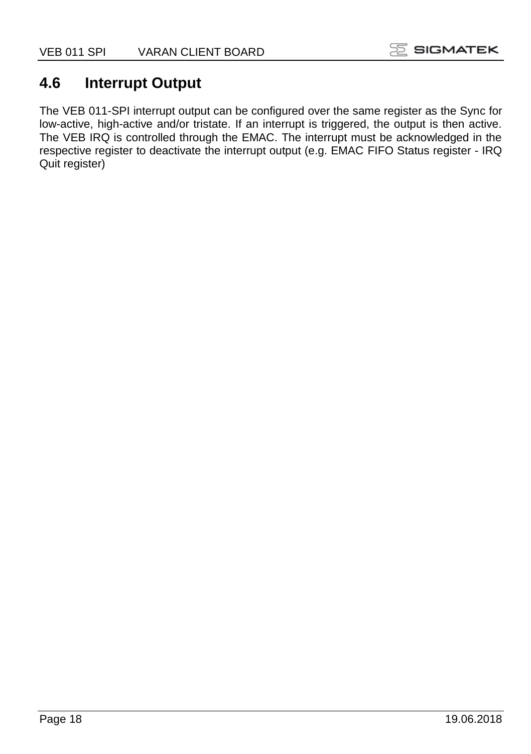## 4.6 Interrupt Output

The VEB 011-SPI interrupt output can be configured over the same register as the Sync for low-active, high-active and/or tristate. If an interrupt is triggered, the output is then active. The VEB IRQ is controlled through the EMAC. The interrupt must be acknowledged in the respective register to deactivate the interrupt output (e.g. EMAC FIFO Status register - IRQ Quit register)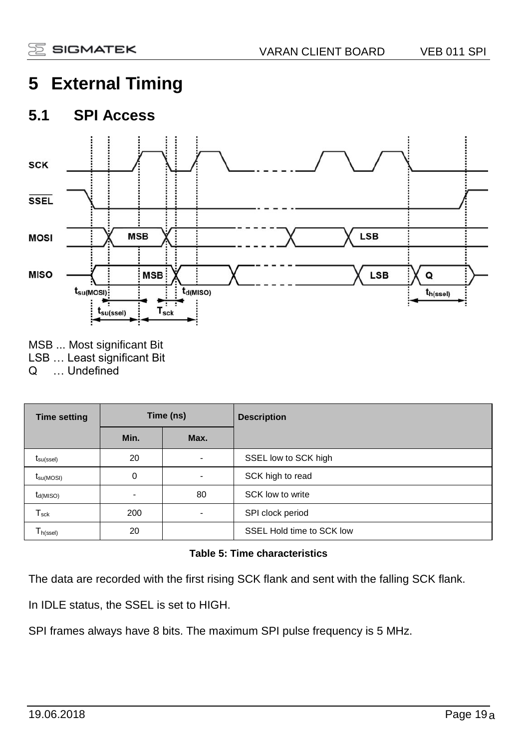# 5 External Timing

## 5.1 SPI Access

MSB ... Most significant Bit
LSB … Least significant Bit
Q … Undefined

| Time setting | Time (ns) | | Description |
|---|---|---|---|
| | Min. | Max. | |
| $t_{su(ssel)}$ | 20 | - | SSEL low to SCK high |
| $t_{su(MOSI)}$ | 0 | - | SCK high to read |
| $t_{d(MISO)}$ | - | 80 | SCK low to write |
| $T_{sck}$ | 200 | - | SPI clock period |
| $T_{h(ssel)}$ | 20 | | SSEL Hold time to SCK low |

**Table 5: Time characteristics**

The data are recorded with the first rising SCK flank and sent with the falling SCK flank.

In IDLE status, the SSEL is set to HIGH.

SPI frames always have 8 bits. The maximum SPI pulse frequency is 5 MHz.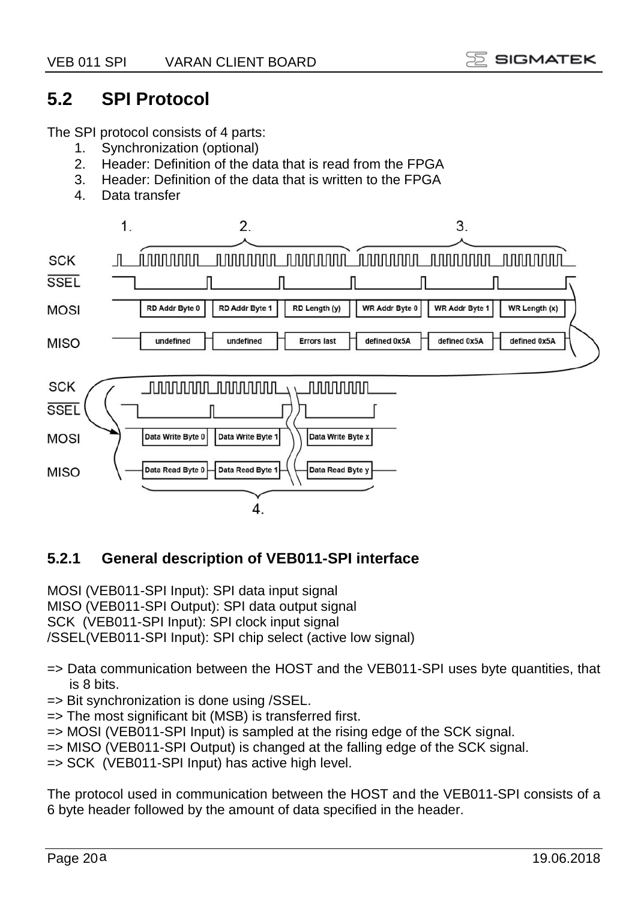## 5.2 SPI Protocol

The SPI protocol consists of 4 parts:

1. Synchronization (optional)
2. Header: Definition of the data that is read from the FPGA
3. Header: Definition of the data that is written to the FPGA
4. Data transfer

### 5.2.1 General description of VEB011-SPI interface

MOSI (VEB011-SPI Input): SPI data input signal
MISO (VEB011-SPI Output): SPI data output signal
SCK (VEB011-SPI Input): SPI clock input signal
/SSEL(VEB011-SPI Input): SPI chip select (active low signal)

=> Data communication between the HOST and the VEB011-SPI uses byte quantities, that is 8 bits.
=> Bit synchronization is done using /SSEL.
=> The most significant bit (MSB) is transferred first.
=> MOSI (VEB011-SPI Input) is sampled at the rising edge of the SCK signal.
=> MISO (VEB011-SPI Output) is changed at the falling edge of the SCK signal.
=> SCK (VEB011-SPI Input) has active high level.

The protocol used in communication between the HOST and the VEB011-SPI consists of a 6 byte header followed by the amount of data specified in the header.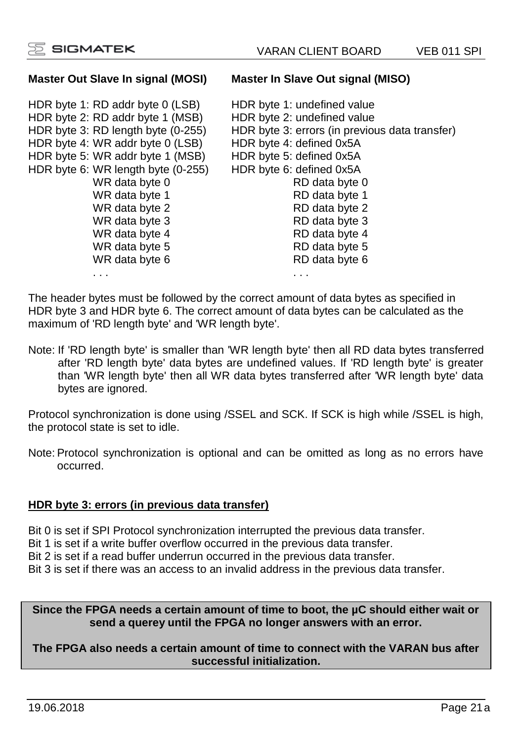| Master Out Slave In signal (MOSI) | Master In Slave Out signal (MISO) |
|---|---|
| HDR byte 1: RD addr byte 0 (LSB) | HDR byte 1: undefined value |
| HDR byte 2: RD addr byte 1 (MSB) | HDR byte 2: undefined value |
| HDR byte 3: RD length byte (0-255) | HDR byte 3: errors (in previous data transfer) |
| HDR byte 4: WR addr byte 0 (LSB) | HDR byte 4: defined 0x5A |
| HDR byte 5: WR addr byte 1 (MSB) | HDR byte 5: defined 0x5A |
| HDR byte 6: WR length byte (0-255) | HDR byte 6: defined 0x5A |
| WR data byte 0 | RD data byte 0 |
| WR data byte 1 | RD data byte 1 |
| WR data byte 2 | RD data byte 2 |
| WR data byte 3 | RD data byte 3 |
| WR data byte 4 | RD data byte 4 |
| WR data byte 5 | RD data byte 5 |
| WR data byte 6 | RD data byte 6 |
| . . . | . . . |

The header bytes must be followed by the correct amount of data bytes as specified in HDR byte 3 and HDR byte 6. The correct amount of data bytes can be calculated as the maximum of 'RD length byte' and 'WR length byte'.

Note: If 'RD length byte' is smaller than 'WR length byte' then all RD data bytes transferred after 'RD length byte' data bytes are undefined values. If 'RD length byte' is greater than 'WR length byte' then all WR data bytes transferred after 'WR length byte' data bytes are ignored.

Protocol synchronization is done using /SSEL and SCK. If SCK is high while /SSEL is high, the protocol state is set to idle.

Note: Protocol synchronization is optional and can be omitted as long as no errors have occurred.

## HDR byte 3: errors (in previous data transfer)

Bit 0 is set if SPI Protocol synchronization interrupted the previous data transfer.
Bit 1 is set if a write buffer overflow occurred in the previous data transfer.
Bit 2 is set if a read buffer underrun occurred in the previous data transfer.
Bit 3 is set if there was an access to an invalid address in the previous data transfer.

**Since the FPGA needs a certain amount of time to boot, the µC should either wait or send a querey until the FPGA no longer answers with an error.**

**The FPGA also needs a certain amount of time to connect with the VARAN bus after successful initialization.**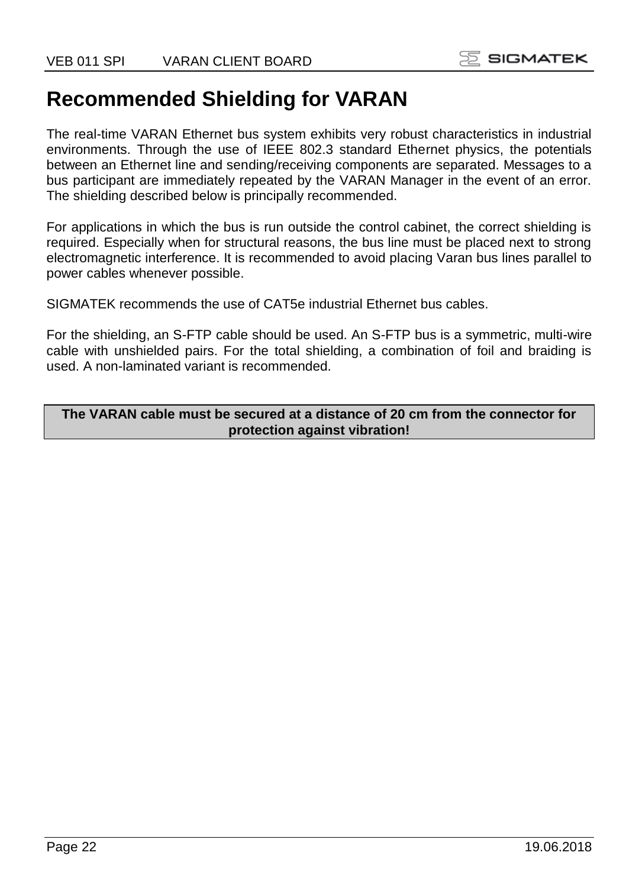# Recommended Shielding for VARAN

The real-time VARAN Ethernet bus system exhibits very robust characteristics in industrial environments. Through the use of IEEE 802.3 standard Ethernet physics, the potentials between an Ethernet line and sending/receiving components are separated. Messages to a bus participant are immediately repeated by the VARAN Manager in the event of an error. The shielding described below is principally recommended.

For applications in which the bus is run outside the control cabinet, the correct shielding is required. Especially when for structural reasons, the bus line must be placed next to strong electromagnetic interference. It is recommended to avoid placing Varan bus lines parallel to power cables whenever possible.

SIGMATEK recommends the use of CAT5e industrial Ethernet bus cables.

For the shielding, an S-FTP cable should be used. An S-FTP bus is a symmetric, multi-wire cable with unshielded pairs. For the total shielding, a combination of foil and braiding is used. A non-laminated variant is recommended.

**The VARAN cable must be secured at a distance of 20 cm from the connector for protection against vibration!**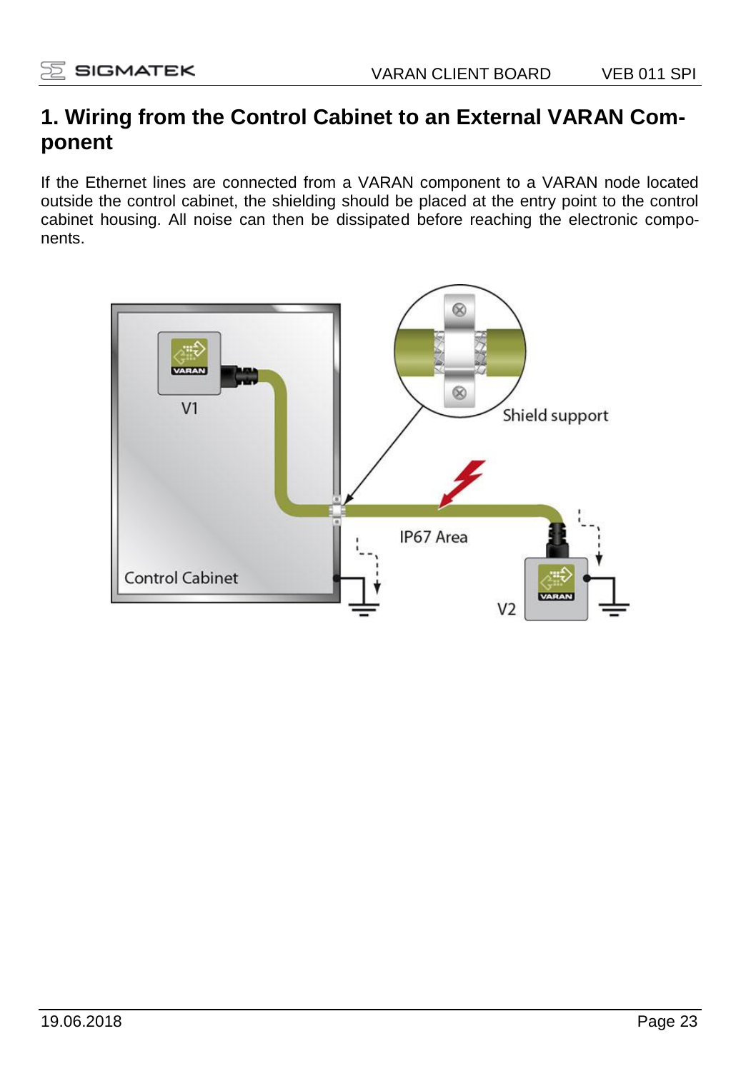# 1. Wiring from the Control Cabinet to an External VARAN Component

If the Ethernet lines are connected from a VARAN component to a VARAN node located outside the control cabinet, the shielding should be placed at the entry point to the control cabinet housing. All noise can then be dissipated before reaching the electronic components.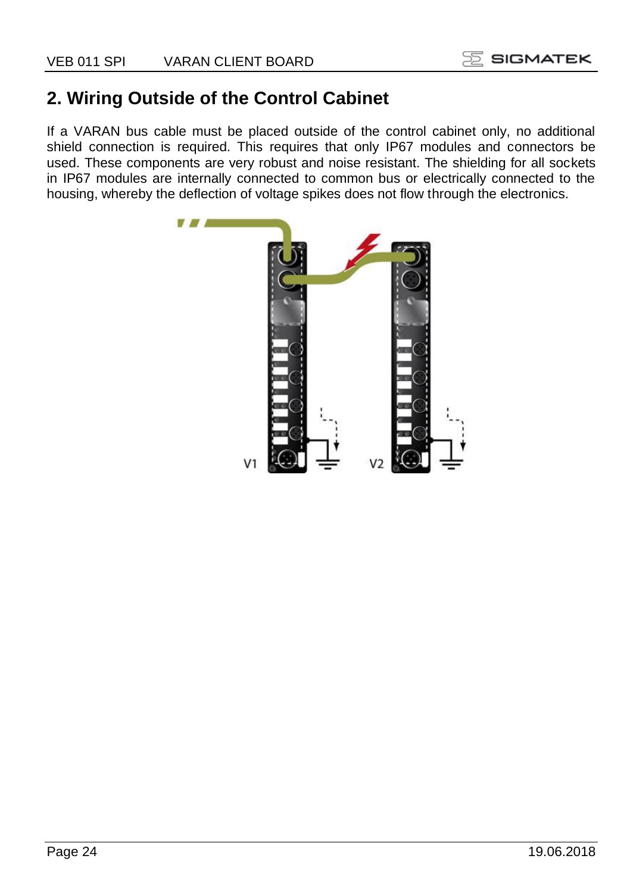## 2. Wiring Outside of the Control Cabinet

If a VARAN bus cable must be placed outside of the control cabinet only, no additional shield connection is required. This requires that only IP67 modules and connectors be used. These components are very robust and noise resistant. The shielding for all sockets in IP67 modules are internally connected to common bus or electrically connected to the housing, whereby the deflection of voltage spikes does not flow through the electronics.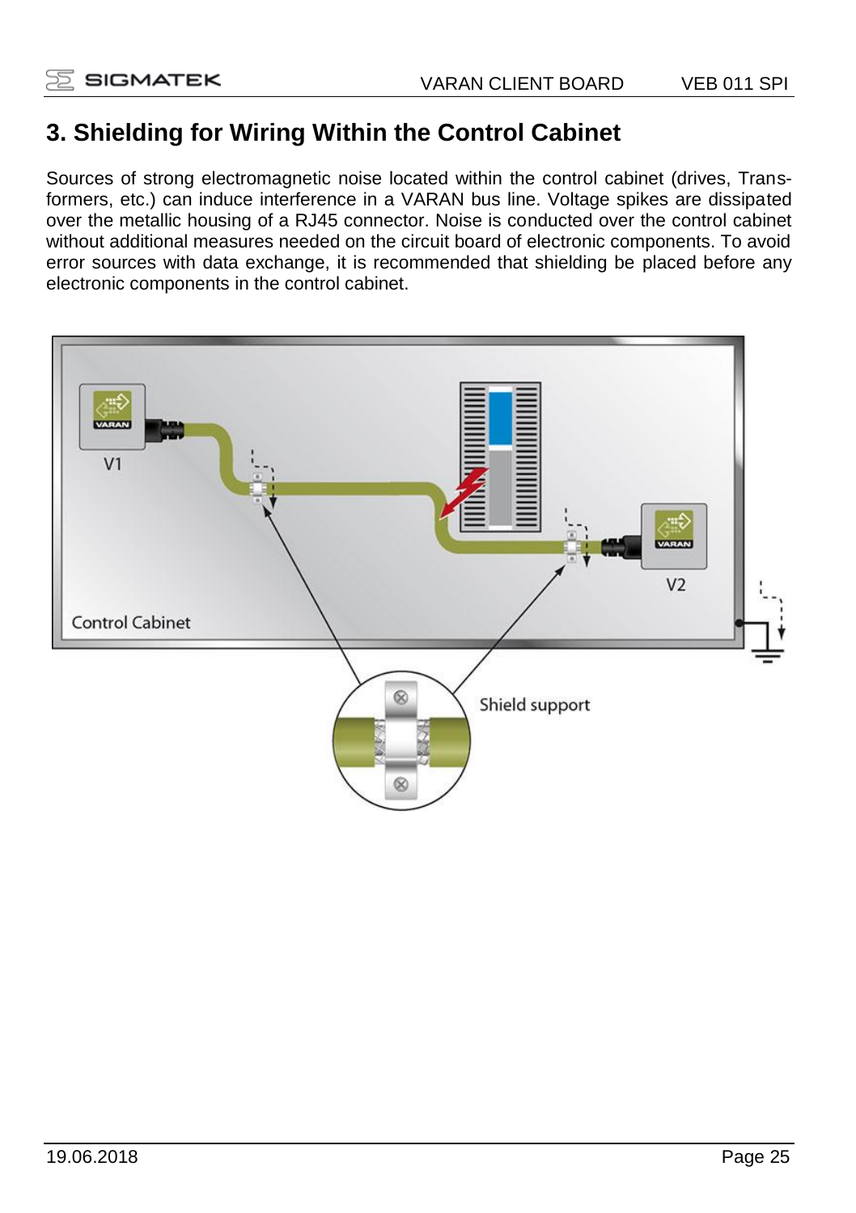# 3. Shielding for Wiring Within the Control Cabinet

Sources of strong electromagnetic noise located within the control cabinet (drives, Transformers, etc.) can induce interference in a VARAN bus line. Voltage spikes are dissipated over the metallic housing of a RJ45 connector. Noise is conducted over the control cabinet without additional measures needed on the circuit board of electronic components. To avoid error sources with data exchange, it is recommended that shielding be placed before any electronic components in the control cabinet.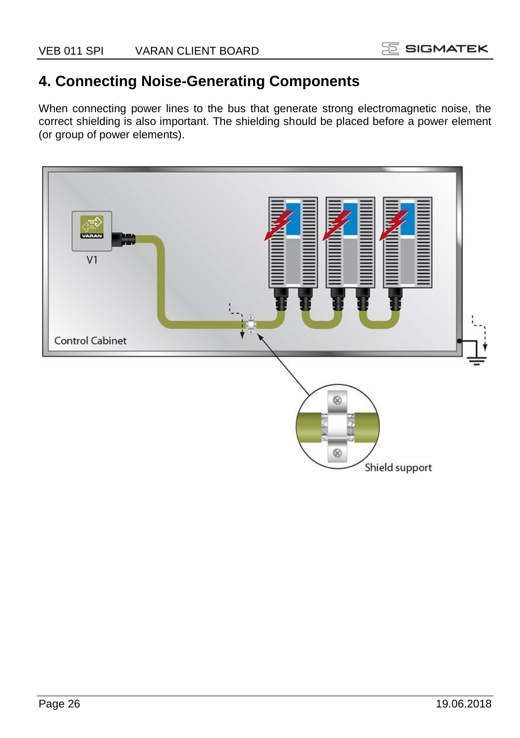# 4. Connecting Noise-Generating Components

When connecting power lines to the bus that generate strong electromagnetic noise, the correct shielding is also important. The shielding should be placed before a power element (or group of power elements).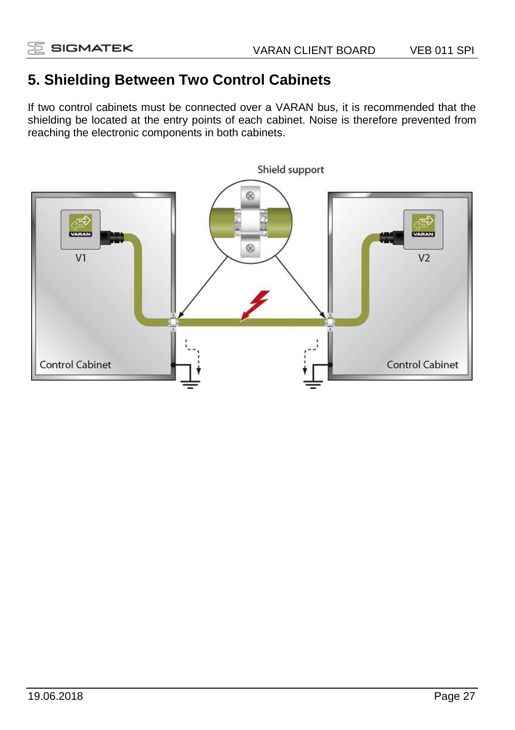## 5. Shielding Between Two Control Cabinets

If two control cabinets must be connected over a VARAN bus, it is recommended that the shielding be located at the entry points of each cabinet. Noise is therefore prevented from reaching the electronic components in both cabinets.